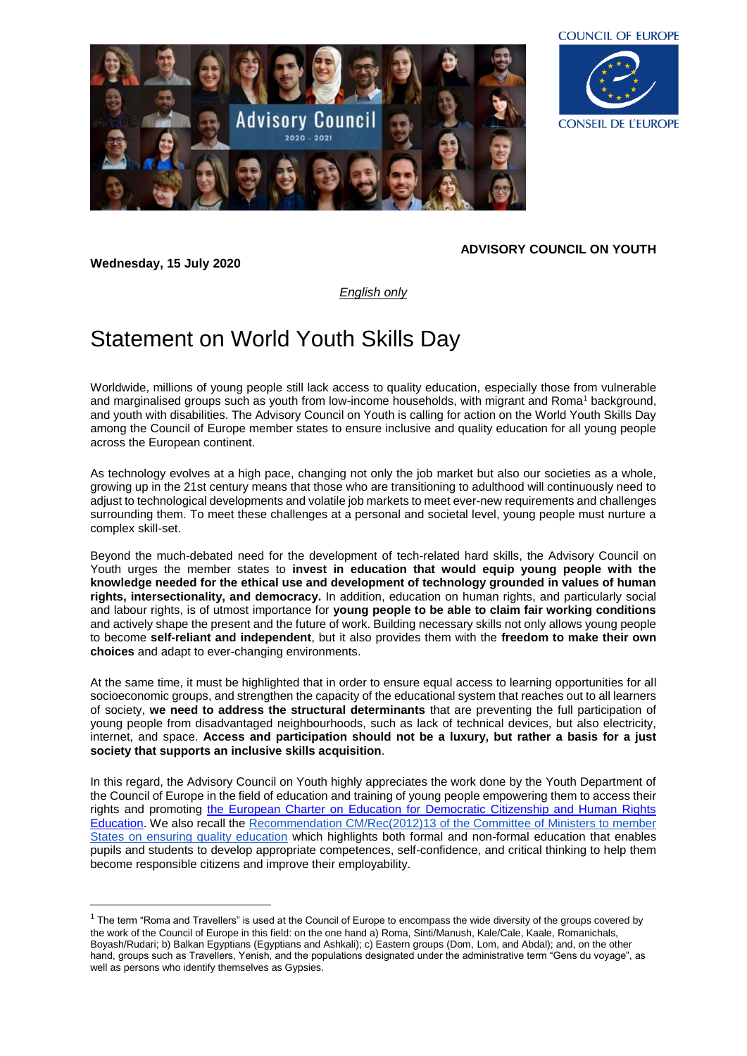**ADVISORY COUNCIL ON YOUTH**

**Wednesday, 15 July 2020**

*English only*

# Statement on World Youth Skills Day

Worldwide, millions of young people still lack access to quality education, especially those from vulnerable and marginalised groups such as youth from low-income households, with migrant and Roma[1] background, and youth with disabilities. The Advisory Council on Youth is calling for action on the World Youth Skills Day among the Council of Europe member states to ensure inclusive and quality education for all young people across the European continent.

As technology evolves at a high pace, changing not only the job market but also our societies as a whole, growing up in the 21st century means that those who are transitioning to adulthood will continuously need to adjust to technological developments and volatile job markets to meet ever-new requirements and challenges surrounding them. To meet these challenges at a personal and societal level, young people must nurture a complex skill-set.

Beyond the much-debated need for the development of tech-related hard skills, the Advisory Council on Youth urges the member states to **invest in education that would equip young people with the knowledge needed for the ethical use and development of technology grounded in values of human rights, intersectionality, and democracy.** In addition, education on human rights, and particularly social and labour rights, is of utmost importance for **young people to be able to claim fair working conditions** and actively shape the present and the future of work. Building necessary skills not only allows young people to become **self-reliant and independent**, but it also provides them with the **freedom to make their own choices** and adapt to ever-changing environments.

At the same time, it must be highlighted that in order to ensure equal access to learning opportunities for all socioeconomic groups, and strengthen the capacity of the educational system that reaches out to all learners of society, **we need to address the structural determinants** that are preventing the full participation of young people from disadvantaged neighbourhoods, such as lack of technical devices, but also electricity, internet, and space. **Access and participation should not be a luxury, but rather a basis for a just society that supports an inclusive skills acquisition**.

In this regard, the Advisory Council on Youth highly appreciates the work done by the Youth Department of the Council of Europe in the field of education and training of young people empowering them to access their rights and promoting the European Charter on Education for Democratic Citizenship and Human Rights Education. We also recall the Recommendation CM/Rec(2012)13 of the Committee of Ministers to member States on ensuring quality education which highlights both formal and non-formal education that enables pupils and students to develop appropriate competences, self-confidence, and critical thinking to help them become responsible citizens and improve their employability.

---

[1] The term "Roma and Travellers" is used at the Council of Europe to encompass the wide diversity of the groups covered by the work of the Council of Europe in this field: on the one hand a) Roma, Sinti/Manush, Kale/Cale, Kaale, Romanichals, Boyash/Rudari; b) Balkan Egyptians (Egyptians and Ashkali); c) Eastern groups (Dom, Lom, and Abdal); and, on the other hand, groups such as Travellers, Yenish, and the populations designated under the administrative term "Gens du voyage", as well as persons who identify themselves as Gypsies.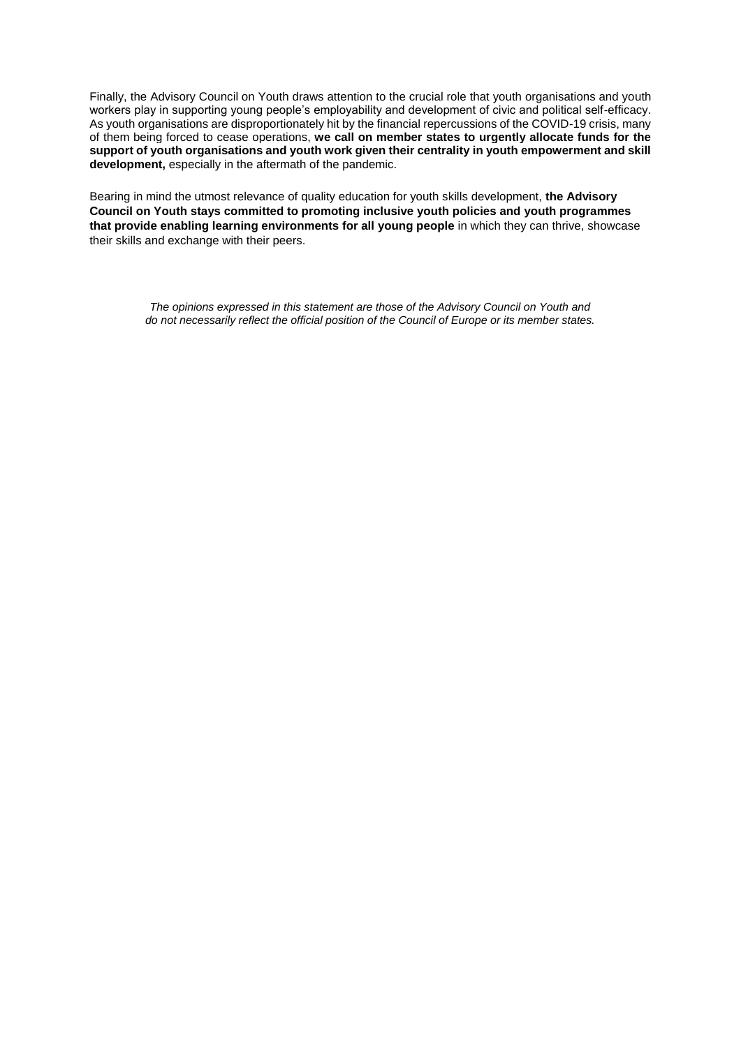Finally, the Advisory Council on Youth draws attention to the crucial role that youth organisations and youth workers play in supporting young people's employability and development of civic and political self-efficacy. As youth organisations are disproportionately hit by the financial repercussions of the COVID-19 crisis, many of them being forced to cease operations, **we call on member states to urgently allocate funds for the support of youth organisations and youth work given their centrality in youth empowerment and skill development,** especially in the aftermath of the pandemic.

Bearing in mind the utmost relevance of quality education for youth skills development, **the Advisory Council on Youth stays committed to promoting inclusive youth policies and youth programmes that provide enabling learning environments for all young people** in which they can thrive, showcase their skills and exchange with their peers.

*The opinions expressed in this statement are those of the Advisory Council on Youth and do not necessarily reflect the official position of the Council of Europe or its member states.*